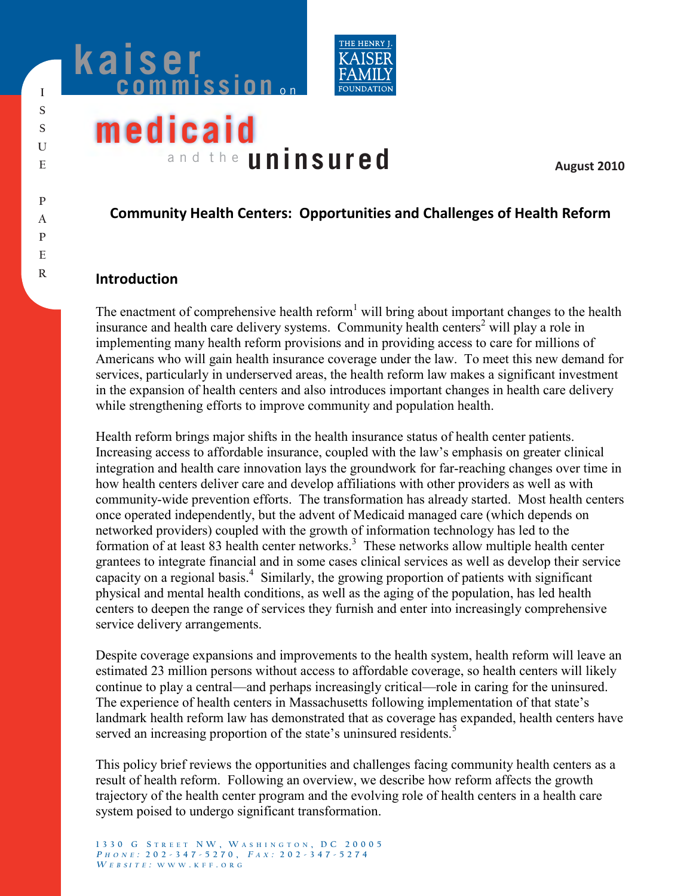kaiser commission on medicaid and the uninsured

THE HENRY J. KAISER FAMILY FOUNDATION

ISSUE PAPER

August 2010

# Community Health Centers: Opportunities and Challenges of Health Reform

## Introduction

The enactment of comprehensive health reform[1] will bring about important changes to the health insurance and health care delivery systems. Community health centers[2] will play a role in implementing many health reform provisions and in providing access to care for millions of Americans who will gain health insurance coverage under the law. To meet this new demand for services, particularly in underserved areas, the health reform law makes a significant investment in the expansion of health centers and also introduces important changes in health care delivery while strengthening efforts to improve community and population health.

Health reform brings major shifts in the health insurance status of health center patients. Increasing access to affordable insurance, coupled with the law's emphasis on greater clinical integration and health care innovation lays the groundwork for far-reaching changes over time in how health centers deliver care and develop affiliations with other providers as well as with community-wide prevention efforts. The transformation has already started. Most health centers once operated independently, but the advent of Medicaid managed care (which depends on networked providers) coupled with the growth of information technology has led to the formation of at least 83 health center networks.[3] These networks allow multiple health center grantees to integrate financial and in some cases clinical services as well as develop their service capacity on a regional basis.[4] Similarly, the growing proportion of patients with significant physical and mental health conditions, as well as the aging of the population, has led health centers to deepen the range of services they furnish and enter into increasingly comprehensive service delivery arrangements.

Despite coverage expansions and improvements to the health system, health reform will leave an estimated 23 million persons without access to affordable coverage, so health centers will likely continue to play a central—and perhaps increasingly critical—role in caring for the uninsured. The experience of health centers in Massachusetts following implementation of that state's landmark health reform law has demonstrated that as coverage has expanded, health centers have served an increasing proportion of the state's uninsured residents.[5]

This policy brief reviews the opportunities and challenges facing community health centers as a result of health reform. Following an overview, we describe how reform affects the growth trajectory of the health center program and the evolving role of health centers in a health care system poised to undergo significant transformation.

1330 G Street NW, Washington, DC 20005
Phone: 202-347-5270, Fax: 202-347-5274
Website: www.kff.org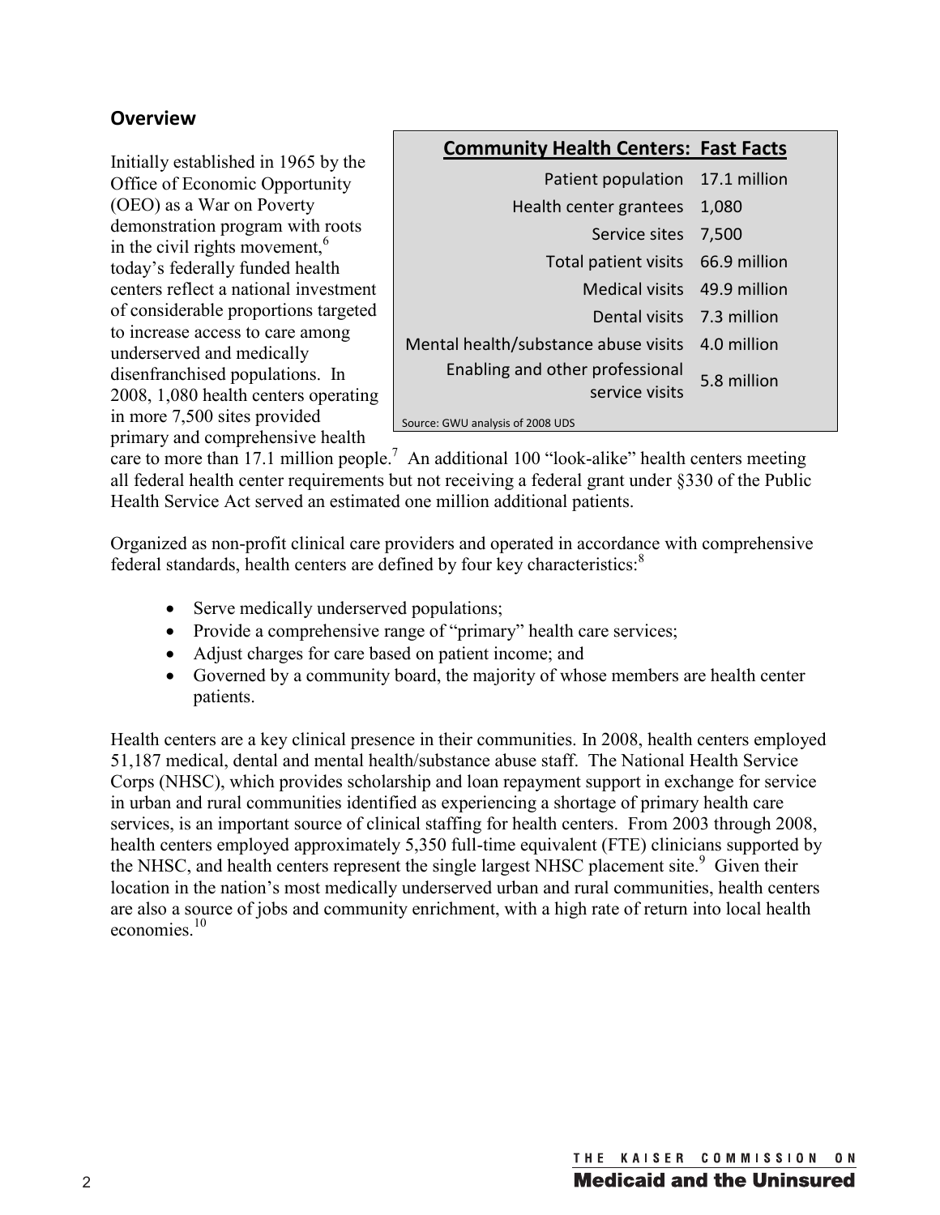## Overview

| Community Health Centers: Fast Facts | |
|---|---|
| Patient population | 17.1 million |
| Health center grantees | 1,080 |
| Service sites | 7,500 |
| Total patient visits | 66.9 million |
| Medical visits | 49.9 million |
| Dental visits | 7.3 million |
| Mental health/substance abuse visits | 4.0 million |
| Enabling and other professional service visits | 5.8 million |

Source: GWU analysis of 2008 UDS

Initially established in 1965 by the Office of Economic Opportunity (OEO) as a War on Poverty demonstration program with roots in the civil rights movement,[6] today's federally funded health centers reflect a national investment of considerable proportions targeted to increase access to care among underserved and medically disenfranchised populations. In 2008, 1,080 health centers operating in more 7,500 sites provided primary and comprehensive health care to more than 17.1 million people.[7] An additional 100 "look-alike" health centers meeting all federal health center requirements but not receiving a federal grant under §330 of the Public Health Service Act served an estimated one million additional patients.

Organized as non-profit clinical care providers and operated in accordance with comprehensive federal standards, health centers are defined by four key characteristics:[8]

- Serve medically underserved populations;
- Provide a comprehensive range of "primary" health care services;
- Adjust charges for care based on patient income; and
- Governed by a community board, the majority of whose members are health center patients.

Health centers are a key clinical presence in their communities. In 2008, health centers employed 51,187 medical, dental and mental health/substance abuse staff. The National Health Service Corps (NHSC), which provides scholarship and loan repayment support in exchange for service in urban and rural communities identified as experiencing a shortage of primary health care services, is an important source of clinical staffing for health centers. From 2003 through 2008, health centers employed approximately 5,350 full-time equivalent (FTE) clinicians supported by the NHSC, and health centers represent the single largest NHSC placement site.[9] Given their location in the nation's most medically underserved urban and rural communities, health centers are also a source of jobs and community enrichment, with a high rate of return into local health economies.[10]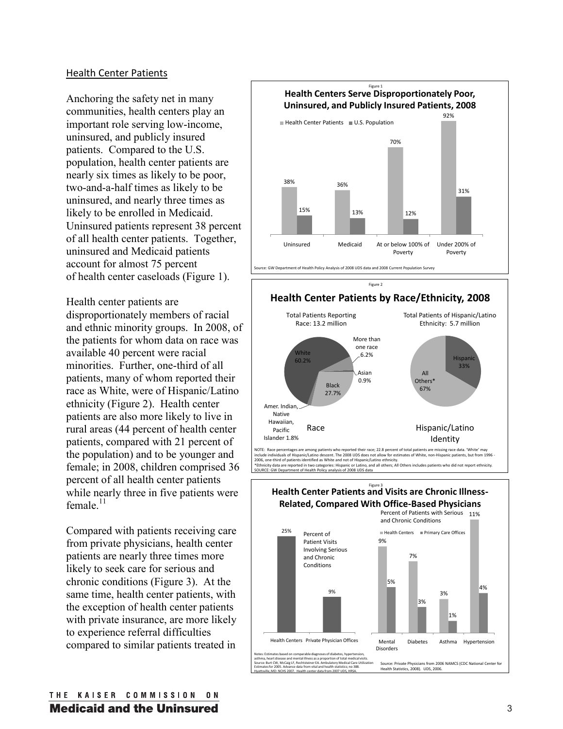Health Center Patients

Anchoring the safety net in many communities, health centers play an important role serving low-income, uninsured, and publicly insured patients. Compared to the U.S. population, health center patients are nearly six times as likely to be poor, two-and-a-half times as likely to be uninsured, and nearly three times as likely to be enrolled in Medicaid. Uninsured patients represent 38 percent of all health center patients. Together, uninsured and Medicaid patients account for almost 75 percent of health center caseloads (Figure 1).

Health center patients are disproportionately members of racial and ethnic minority groups. In 2008, of the patients for whom data on race was available 40 percent were racial minorities. Further, one-third of all patients, many of whom reported their race as White, were of Hispanic/Latino ethnicity (Figure 2). Health center patients are also more likely to live in rural areas (44 percent of health center patients, compared with 21 percent of the population) and to be younger and female; in 2008, children comprised 36 percent of all health center patients while nearly three in five patients were female.[11]

Compared with patients receiving care from private physicians, health center patients are nearly three times more likely to seek care for serious and chronic conditions (Figure 3). At the same time, health center patients, with the exception of health center patients with private insurance, are more likely to experience referral difficulties compared to similar patients treated in

Figure 1

**Health Centers Serve Disproportionately Poor, Uninsured, and Publicly Insured Patients, 2008**

| | Health Center Patients | U.S. Population |
|---|---|---|
| Uninsured | 38% | 15% |
| Medicaid | 36% | 13% |
| At or below 100% of Poverty | 70% | 12% |
| Under 200% of Poverty | 92% | 31% |

Source: GW Department of Health Policy Analysis of 2008 UDS data and 2008 Current Population Survey

Figure 2

**Health Center Patients by Race/Ethnicity, 2008**

Race — Total Patients Reporting Race: 13.2 million

| Race | Percent |
|---|---|
| White | 60.2% |
| Black | 27.7% |
| More than one race | 6.2% |
| Asian | 0.9% |
| Amer. Indian, Native Hawaiian, Pacific Islander | 1.8% |

Hispanic/Latino Identity — Total Patients of Hispanic/Latino Ethnicity: 5.7 million

| Ethnicity | Percent |
|---|---|
| Hispanic | 33% |
| All Others* | 67% |

NOTE: Race percentages are among patients who reported their race; 22.8 percent of total patients are missing race data. 'White' may include individuals of Hispanic/Latino descent. The 2008 UDS does not allow for estimates of White, non-Hispanic patients, but from 1996 - 2006, one-third of patients identified as White and not of Hispanic/Latino ethnicity.
*Ethnicity data are reported in two categories: Hispanic or Latino, and all others; All Others includes patients who did not report ethnicity.
SOURCE: GW Department of Health Policy analysis of 2008 UDS data

Figure 3

**Health Center Patients and Visits are Chronic Illness-Related, Compared With Office-Based Physicians**

Percent of Patient Visits Involving Serious and Chronic Conditions

| Health Centers | Private Physician Offices |
|---|---|
| 25% | 9% |

Percent of Patients with Serious and Chronic Conditions

| | Health Centers | Primary Care Offices |
|---|---|---|
| Mental Disorders | 9% | 5% |
| Diabetes | 7% | 3% |
| Asthma | 3% | 1% |
| Hypertension | 11% | 4% |

Notes: Estimates based on comparable diagnoses of diabetes, hypertension, asthma, heart disease and mental illness as a proportion of total medical visits. Source: Burt CW, McCaig LF, Rechtsteiner EA. Ambulatory Medical Care Utilization Estimates for 2005. Advance data from vital and health statistics; no 388. Hyattsville, MD: NCHS 2007. Health center data from 2007 UDS, HRSA.

Source: Private Physicians from 2006 NAMCS (CDC National Center for Health Statistics, 2008). UDS, 2006.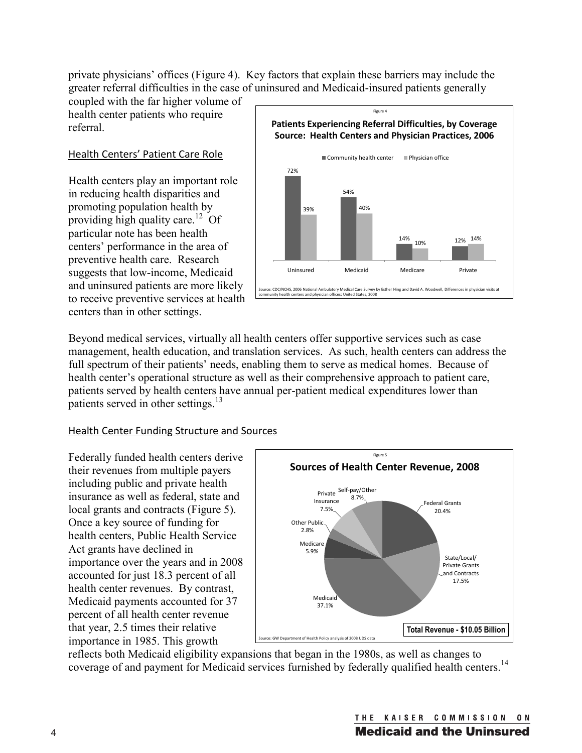private physicians' offices (Figure 4). Key factors that explain these barriers may include the greater referral difficulties in the case of uninsured and Medicaid-insured patients generally coupled with the far higher volume of health center patients who require referral.

Figure 4

**Patients Experiencing Referral Difficulties, by Coverage Source: Health Centers and Physician Practices, 2006**

| | Community health center | Physician office |
|---|---|---|
| Uninsured | 72% | 39% |
| Medicaid | 54% | 40% |
| Medicare | 14% | 10% |
| Private | 12% | 14% |

Source: CDC/NCHS, 2006 National Ambulatory Medical Care Survey by Esther Hing and David A. Woodwell, Differences in physician visits at community health centers and physician offices: United States, 2008

## Health Centers' Patient Care Role

Health centers play an important role in reducing health disparities and promoting population health by providing high quality care.[12] Of particular note has been health centers' performance in the area of preventive health care. Research suggests that low-income, Medicaid and uninsured patients are more likely to receive preventive services at health centers than in other settings.

Beyond medical services, virtually all health centers offer supportive services such as case management, health education, and translation services. As such, health centers can address the full spectrum of their patients' needs, enabling them to serve as medical homes. Because of health center's operational structure as well as their comprehensive approach to patient care, patients served by health centers have annual per-patient medical expenditures lower than patients served in other settings.[13]

## Health Center Funding Structure and Sources

Federally funded health centers derive their revenues from multiple payers including public and private health insurance as well as federal, state and local grants and contracts (Figure 5). Once a key source of funding for health centers, Public Health Service Act grants have declined in importance over the years and in 2008 accounted for just 18.3 percent of all health center revenues. By contrast, Medicaid payments accounted for 37 percent of all health center revenue that year, 2.5 times their relative importance in 1985. This growth reflects both Medicaid eligibility expansions that began in the 1980s, as well as changes to coverage of and payment for Medicaid services furnished by federally qualified health centers.[14]

Figure 5

**Sources of Health Center Revenue, 2008**

| Source | Share |
|---|---|
| Federal Grants | 20.4% |
| State/Local/Private Grants and Contracts | 17.5% |
| Medicaid | 37.1% |
| Medicare | 5.9% |
| Other Public | 2.8% |
| Private Insurance | 7.5% |
| Self-pay/Other | 8.7% |

**Total Revenue - $10.05 Billion**

Source: GW Department of Health Policy analysis of 2008 UDS data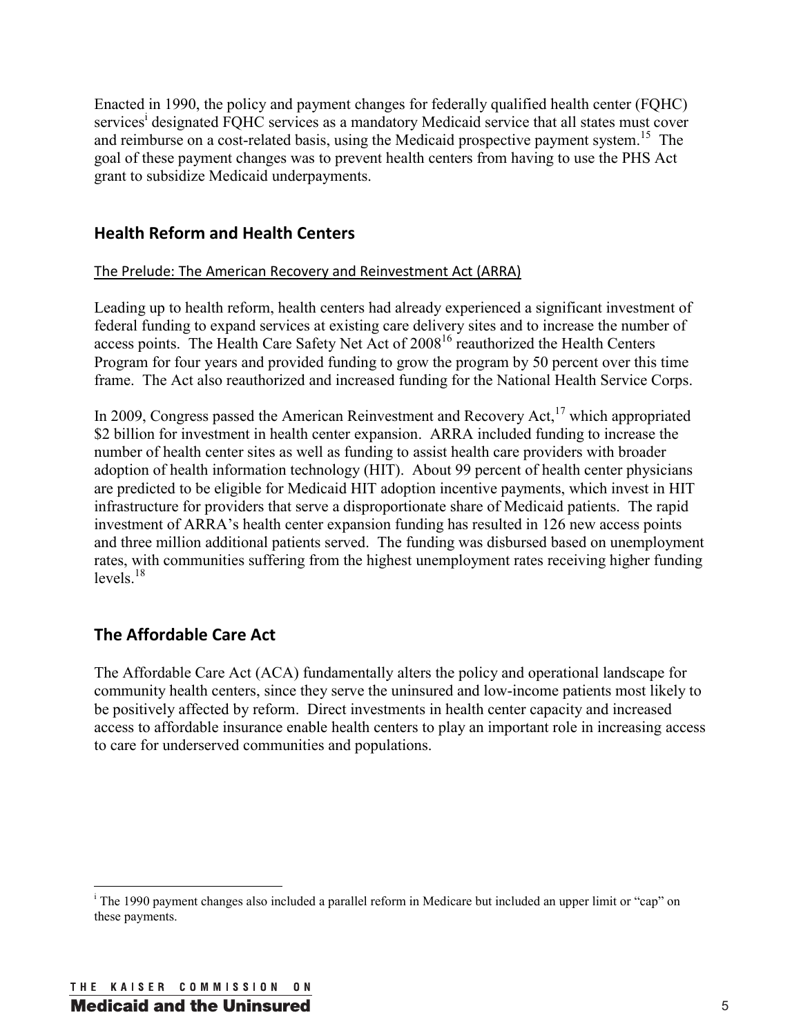Enacted in 1990, the policy and payment changes for federally qualified health center (FQHC) services[i] designated FQHC services as a mandatory Medicaid service that all states must cover and reimburse on a cost-related basis, using the Medicaid prospective payment system.[15] The goal of these payment changes was to prevent health centers from having to use the PHS Act grant to subsidize Medicaid underpayments.

## Health Reform and Health Centers

The Prelude: The American Recovery and Reinvestment Act (ARRA)

Leading up to health reform, health centers had already experienced a significant investment of federal funding to expand services at existing care delivery sites and to increase the number of access points. The Health Care Safety Net Act of 2008[16] reauthorized the Health Centers Program for four years and provided funding to grow the program by 50 percent over this time frame. The Act also reauthorized and increased funding for the National Health Service Corps.

In 2009, Congress passed the American Reinvestment and Recovery Act,[17] which appropriated \$2 billion for investment in health center expansion. ARRA included funding to increase the number of health center sites as well as funding to assist health care providers with broader adoption of health information technology (HIT). About 99 percent of health center physicians are predicted to be eligible for Medicaid HIT adoption incentive payments, which invest in HIT infrastructure for providers that serve a disproportionate share of Medicaid patients. The rapid investment of ARRA's health center expansion funding has resulted in 126 new access points and three million additional patients served. The funding was disbursed based on unemployment rates, with communities suffering from the highest unemployment rates receiving higher funding levels.[18]

## The Affordable Care Act

The Affordable Care Act (ACA) fundamentally alters the policy and operational landscape for community health centers, since they serve the uninsured and low-income patients most likely to be positively affected by reform. Direct investments in health center capacity and increased access to affordable insurance enable health centers to play an important role in increasing access to care for underserved communities and populations.

---

[i] The 1990 payment changes also included a parallel reform in Medicare but included an upper limit or "cap" on these payments.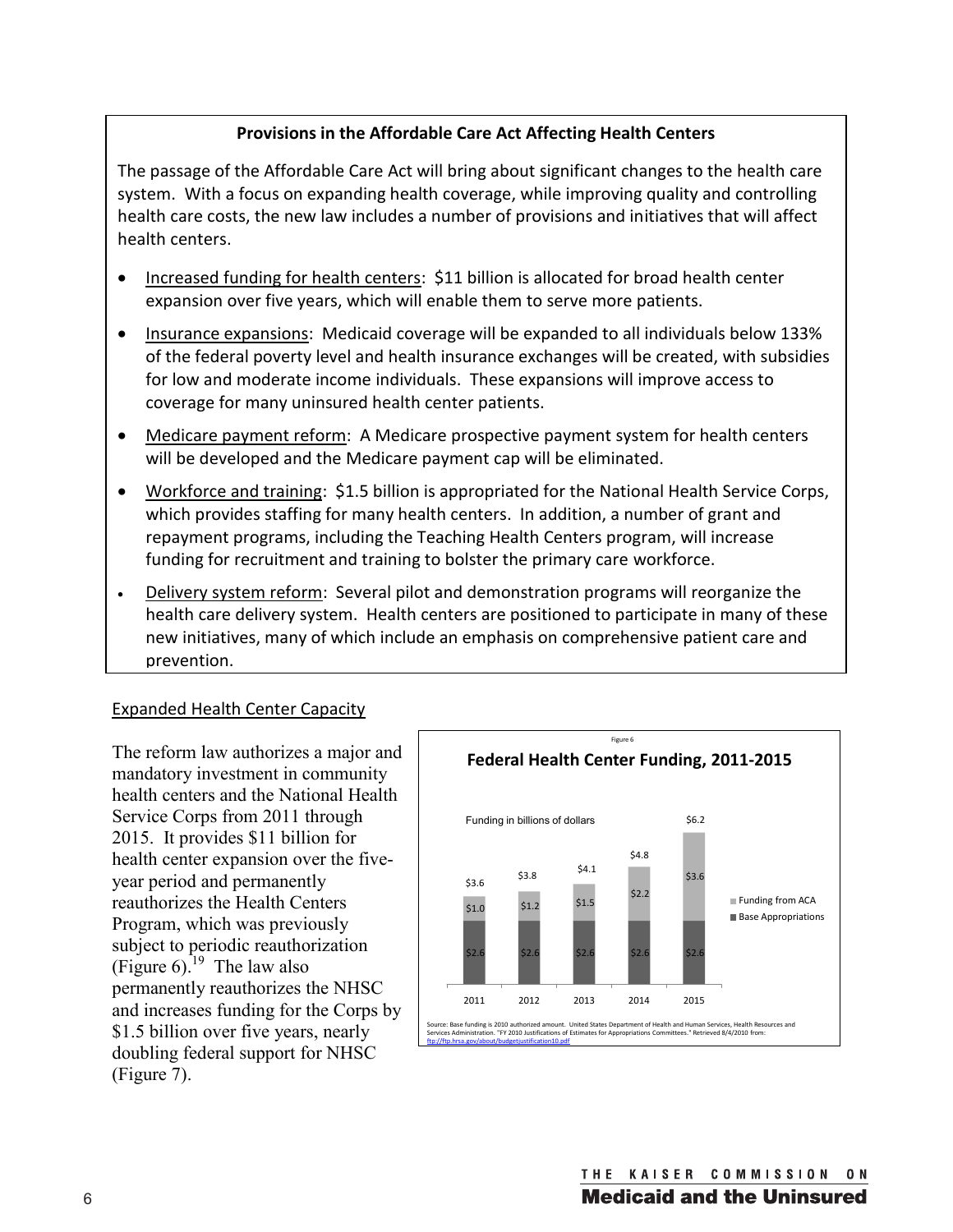**Provisions in the Affordable Care Act Affecting Health Centers**

The passage of the Affordable Care Act will bring about significant changes to the health care system. With a focus on expanding health coverage, while improving quality and controlling health care costs, the new law includes a number of provisions and initiatives that will affect health centers.

- Increased funding for health centers: $11 billion is allocated for broad health center expansion over five years, which will enable them to serve more patients.
- Insurance expansions: Medicaid coverage will be expanded to all individuals below 133% of the federal poverty level and health insurance exchanges will be created, with subsidies for low and moderate income individuals. These expansions will improve access to coverage for many uninsured health center patients.
- Medicare payment reform: A Medicare prospective payment system for health centers will be developed and the Medicare payment cap will be eliminated.
- Workforce and training: $1.5 billion is appropriated for the National Health Service Corps, which provides staffing for many health centers. In addition, a number of grant and repayment programs, including the Teaching Health Centers program, will increase funding for recruitment and training to bolster the primary care workforce.
- Delivery system reform: Several pilot and demonstration programs will reorganize the health care delivery system. Health centers are positioned to participate in many of these new initiatives, many of which include an emphasis on comprehensive patient care and prevention.

## Expanded Health Center Capacity

The reform law authorizes a major and mandatory investment in community health centers and the National Health Service Corps from 2011 through 2015. It provides $11 billion for health center expansion over the five-year period and permanently reauthorizes the Health Centers Program, which was previously subject to periodic reauthorization (Figure 6).[19] The law also permanently reauthorizes the NHSC and increases funding for the Corps by $1.5 billion over five years, nearly doubling federal support for NHSC (Figure 7).

Figure 6

**Federal Health Center Funding, 2011-2015**

Funding in billions of dollars

| Year | Base Appropriations | Funding from ACA | Total |
|---|---|---|---|
| 2011 | $2.6 | $1.0 | $3.6 |
| 2012 | $2.6 | $1.2 | $3.8 |
| 2013 | $2.6 | $1.5 | $4.1 |
| 2014 | $2.6 | $2.2 | $4.8 |
| 2015 | $2.6 | $3.6 | $6.2 |

Source: Base funding is 2010 authorized amount. United States Department of Health and Human Services, Health Resources and Services Administration. "FY 2010 Justifications of Estimates for Appropriations Committees." Retrieved 8/4/2010 from: ftp://ftp.hrsa.gov/about/budgetjustification10.pdf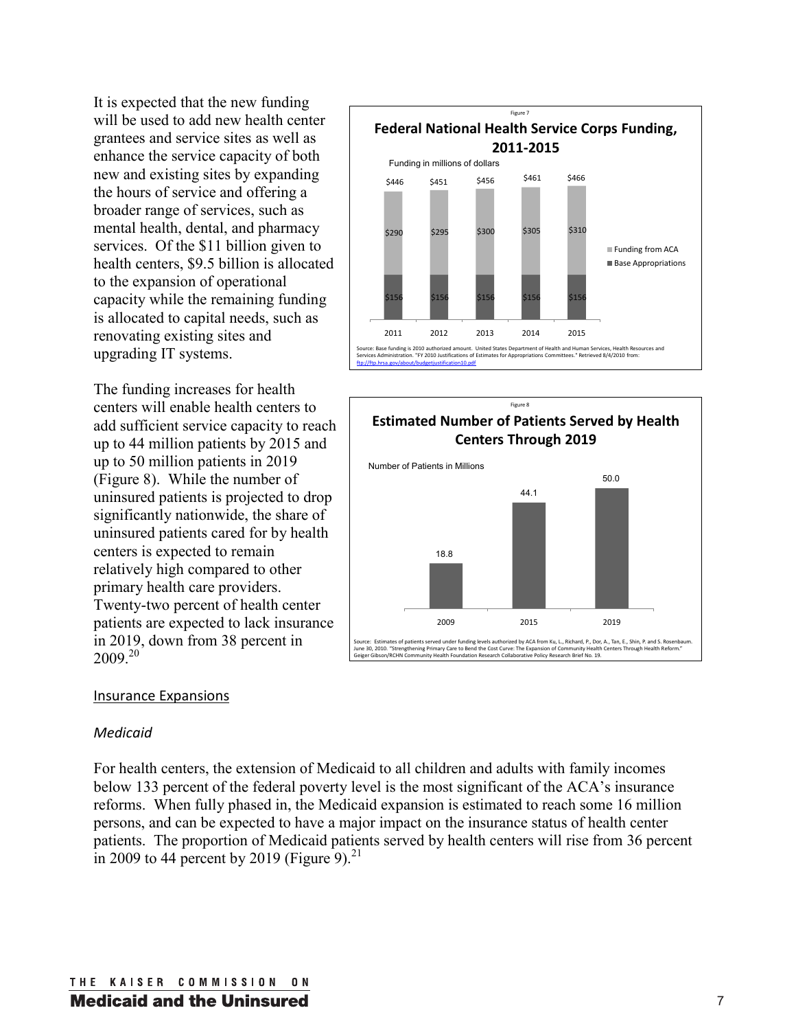It is expected that the new funding will be used to add new health center grantees and service sites as well as enhance the service capacity of both new and existing sites by expanding the hours of service and offering a broader range of services, such as mental health, dental, and pharmacy services. Of the $11 billion given to health centers, $9.5 billion is allocated to the expansion of operational capacity while the remaining funding is allocated to capital needs, such as renovating existing sites and upgrading IT systems.

Figure 7

**Federal National Health Service Corps Funding, 2011-2015**

Funding in millions of dollars

| Year | Base Appropriations | Funding from ACA | Total |
|---|---|---|---|
| 2011 | $156 | $290 | $446 |
| 2012 | $156 | $295 | $451 |
| 2013 | $156 | $300 | $456 |
| 2014 | $156 | $305 | $461 |
| 2015 | $156 | $310 | $466 |

Source: Base funding is 2010 authorized amount. United States Department of Health and Human Services, Health Resources and Services Administration. "FY 2010 Justifications of Estimates for Appropriations Committees." Retrieved 8/4/2010 from: ftp://ftp.hrsa.gov/about/budgetjustification10.pdf

The funding increases for health centers will enable health centers to add sufficient service capacity to reach up to 44 million patients by 2015 and up to 50 million patients in 2019 (Figure 8). While the number of uninsured patients is projected to drop significantly nationwide, the share of uninsured patients cared for by health centers is expected to remain relatively high compared to other primary health care providers. Twenty-two percent of health center patients are expected to lack insurance in 2019, down from 38 percent in 2009.[20]

Figure 8

**Estimated Number of Patients Served by Health Centers Through 2019**

Number of Patients in Millions

| Year | Patients (millions) |
|---|---|
| 2009 | 18.8 |
| 2015 | 44.1 |
| 2019 | 50.0 |

Source: Estimates of patients served under funding levels authorized by ACA from Ku, L., Richard, P., Dor, A., Tan, E., Shin, P. and S. Rosenbaum. June 30, 2010. "Strengthening Primary Care to Bend the Cost Curve: The Expansion of Community Health Centers Through Health Reform." Geiger Gibson/RCHN Community Health Foundation Research Collaborative Policy Research Brief No. 19.

## Insurance Expansions

### *Medicaid*

For health centers, the extension of Medicaid to all children and adults with family incomes below 133 percent of the federal poverty level is the most significant of the ACA's insurance reforms. When fully phased in, the Medicaid expansion is estimated to reach some 16 million persons, and can be expected to have a major impact on the insurance status of health center patients. The proportion of Medicaid patients served by health centers will rise from 36 percent in 2009 to 44 percent by 2019 (Figure 9).[21]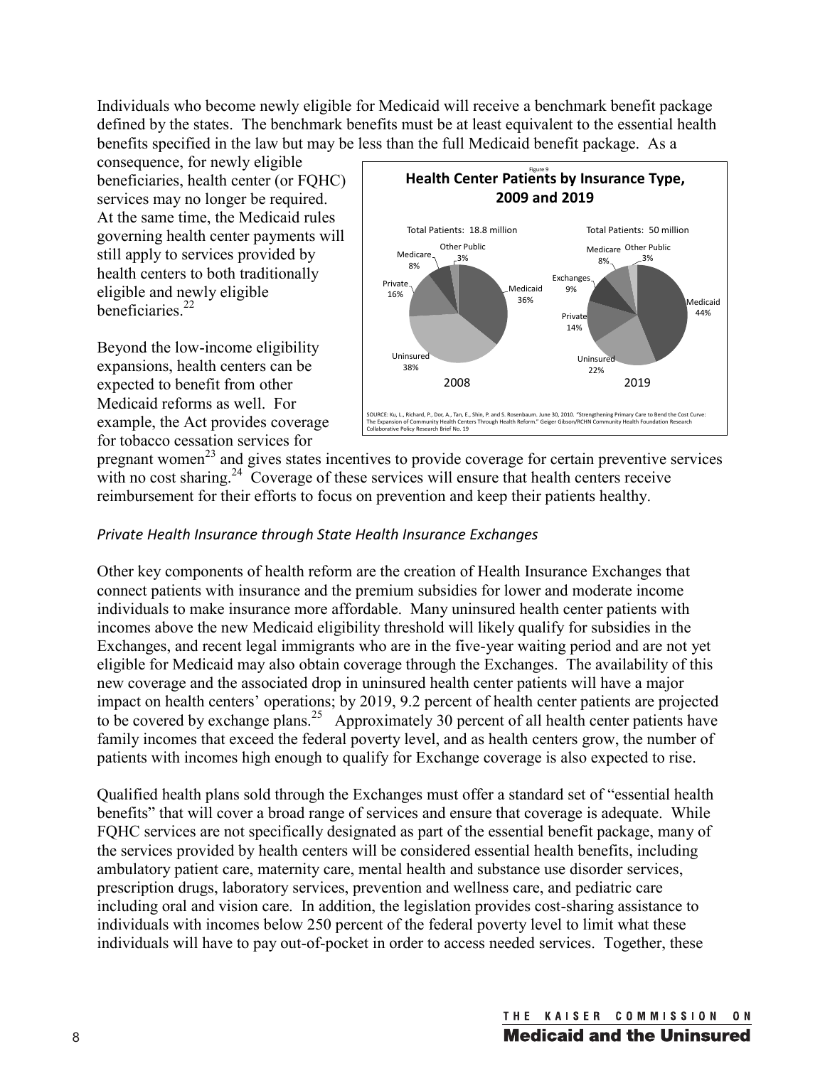Individuals who become newly eligible for Medicaid will receive a benchmark benefit package defined by the states. The benchmark benefits must be at least equivalent to the essential health benefits specified in the law but may be less than the full Medicaid benefit package. As a consequence, for newly eligible beneficiaries, health center (or FQHC) services may no longer be required. At the same time, the Medicaid rules governing health center payments will still apply to services provided by health centers to both traditionally eligible and newly eligible beneficiaries.[22]

Figure 9

**Health Center Patients by Insurance Type, 2009 and 2019**

| | 2008 | 2019 |
|---|---|---|
| Total Patients | 18.8 million | 50 million |
| Medicaid | 36% | 44% |
| Uninsured | 38% | 22% |
| Private | 16% | 14% |
| Exchanges | | 9% |
| Medicare | 8% | 8% |
| Other Public | 3% | 3% |

SOURCE: Ku, L., Richard, P., Dor, A., Tan, E., Shin, P. and S. Rosenbaum. June 30, 2010. "Strengthening Primary Care to Bend the Cost Curve: The Expansion of Community Health Centers Through Health Reform." Geiger Gibson/RCHN Community Health Foundation Research Collaborative Policy Research Brief No. 19

Beyond the low-income eligibility expansions, health centers can be expected to benefit from other Medicaid reforms as well. For example, the Act provides coverage for tobacco cessation services for pregnant women[23] and gives states incentives to provide coverage for certain preventive services with no cost sharing.[24] Coverage of these services will ensure that health centers receive reimbursement for their efforts to focus on prevention and keep their patients healthy.

*Private Health Insurance through State Health Insurance Exchanges*

Other key components of health reform are the creation of Health Insurance Exchanges that connect patients with insurance and the premium subsidies for lower and moderate income individuals to make insurance more affordable. Many uninsured health center patients with incomes above the new Medicaid eligibility threshold will likely qualify for subsidies in the Exchanges, and recent legal immigrants who are in the five-year waiting period and are not yet eligible for Medicaid may also obtain coverage through the Exchanges. The availability of this new coverage and the associated drop in uninsured health center patients will have a major impact on health centers' operations; by 2019, 9.2 percent of health center patients are projected to be covered by exchange plans.[25] Approximately 30 percent of all health center patients have family incomes that exceed the federal poverty level, and as health centers grow, the number of patients with incomes high enough to qualify for Exchange coverage is also expected to rise.

Qualified health plans sold through the Exchanges must offer a standard set of "essential health benefits" that will cover a broad range of services and ensure that coverage is adequate. While FQHC services are not specifically designated as part of the essential benefit package, many of the services provided by health centers will be considered essential health benefits, including ambulatory patient care, maternity care, mental health and substance use disorder services, prescription drugs, laboratory services, prevention and wellness care, and pediatric care including oral and vision care. In addition, the legislation provides cost-sharing assistance to individuals with incomes below 250 percent of the federal poverty level to limit what these individuals will have to pay out-of-pocket in order to access needed services. Together, these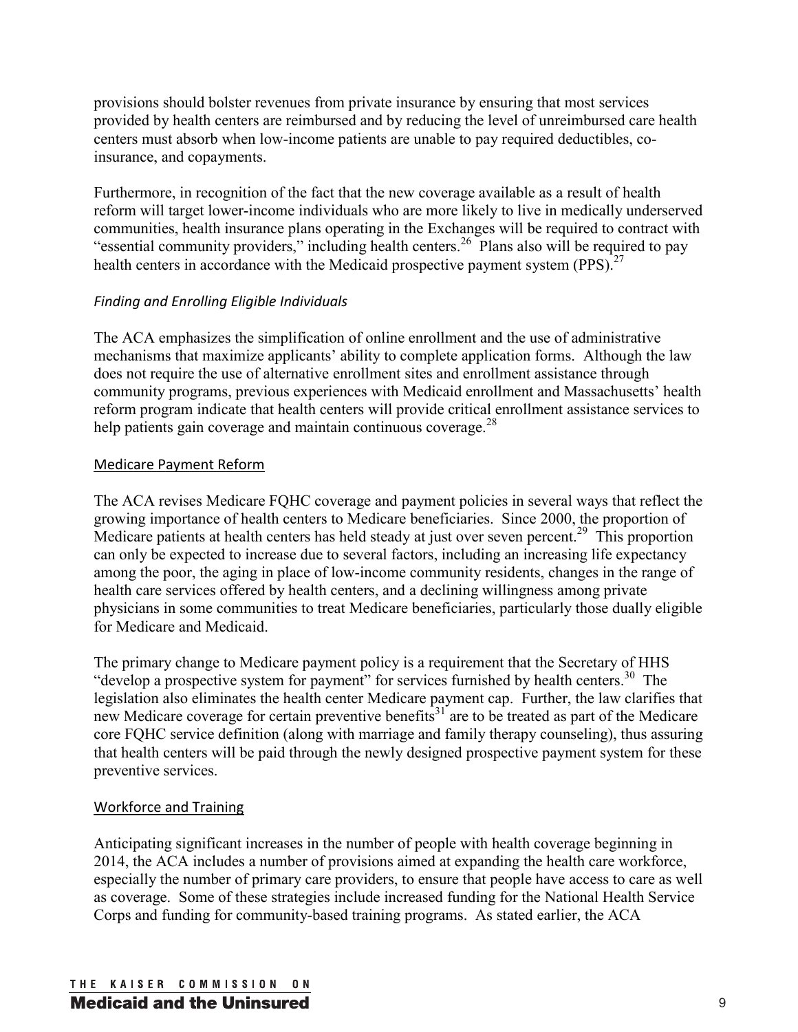provisions should bolster revenues from private insurance by ensuring that most services provided by health centers are reimbursed and by reducing the level of unreimbursed care health centers must absorb when low-income patients are unable to pay required deductibles, co-insurance, and copayments.

Furthermore, in recognition of the fact that the new coverage available as a result of health reform will target lower-income individuals who are more likely to live in medically underserved communities, health insurance plans operating in the Exchanges will be required to contract with "essential community providers," including health centers.[26] Plans also will be required to pay health centers in accordance with the Medicaid prospective payment system (PPS).[27]

*Finding and Enrolling Eligible Individuals*

The ACA emphasizes the simplification of online enrollment and the use of administrative mechanisms that maximize applicants' ability to complete application forms. Although the law does not require the use of alternative enrollment sites and enrollment assistance through community programs, previous experiences with Medicaid enrollment and Massachusetts' health reform program indicate that health centers will provide critical enrollment assistance services to help patients gain coverage and maintain continuous coverage.[28]

### Medicare Payment Reform

The ACA revises Medicare FQHC coverage and payment policies in several ways that reflect the growing importance of health centers to Medicare beneficiaries. Since 2000, the proportion of Medicare patients at health centers has held steady at just over seven percent.[29] This proportion can only be expected to increase due to several factors, including an increasing life expectancy among the poor, the aging in place of low-income community residents, changes in the range of health care services offered by health centers, and a declining willingness among private physicians in some communities to treat Medicare beneficiaries, particularly those dually eligible for Medicare and Medicaid.

The primary change to Medicare payment policy is a requirement that the Secretary of HHS "develop a prospective system for payment" for services furnished by health centers.[30] The legislation also eliminates the health center Medicare payment cap. Further, the law clarifies that new Medicare coverage for certain preventive benefits[31] are to be treated as part of the Medicare core FQHC service definition (along with marriage and family therapy counseling), thus assuring that health centers will be paid through the newly designed prospective payment system for these preventive services.

### Workforce and Training

Anticipating significant increases in the number of people with health coverage beginning in 2014, the ACA includes a number of provisions aimed at expanding the health care workforce, especially the number of primary care providers, to ensure that people have access to care as well as coverage. Some of these strategies include increased funding for the National Health Service Corps and funding for community-based training programs. As stated earlier, the ACA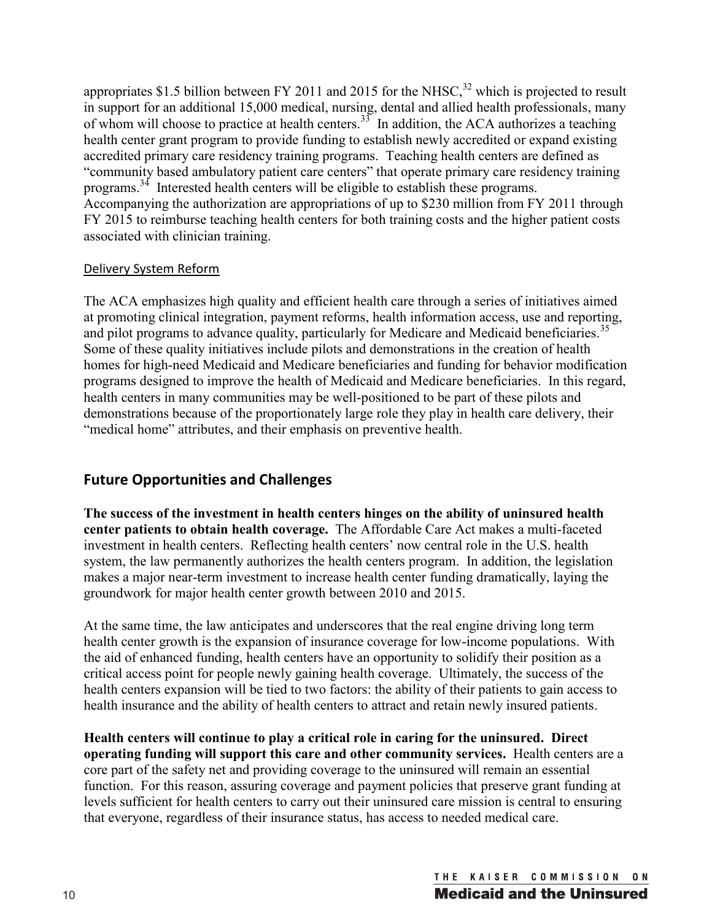appropriates $1.5 billion between FY 2011 and 2015 for the NHSC,[32] which is projected to result in support for an additional 15,000 medical, nursing, dental and allied health professionals, many of whom will choose to practice at health centers.[33] In addition, the ACA authorizes a teaching health center grant program to provide funding to establish newly accredited or expand existing accredited primary care residency training programs. Teaching health centers are defined as "community based ambulatory patient care centers" that operate primary care residency training programs.[34] Interested health centers will be eligible to establish these programs. Accompanying the authorization are appropriations of up to $230 million from FY 2011 through FY 2015 to reimburse teaching health centers for both training costs and the higher patient costs associated with clinician training.

### Delivery System Reform

The ACA emphasizes high quality and efficient health care through a series of initiatives aimed at promoting clinical integration, payment reforms, health information access, use and reporting, and pilot programs to advance quality, particularly for Medicare and Medicaid beneficiaries.[35] Some of these quality initiatives include pilots and demonstrations in the creation of health homes for high-need Medicaid and Medicare beneficiaries and funding for behavior modification programs designed to improve the health of Medicaid and Medicare beneficiaries. In this regard, health centers in many communities may be well-positioned to be part of these pilots and demonstrations because of the proportionately large role they play in health care delivery, their "medical home" attributes, and their emphasis on preventive health.

## Future Opportunities and Challenges

**The success of the investment in health centers hinges on the ability of uninsured health center patients to obtain health coverage.** The Affordable Care Act makes a multi-faceted investment in health centers. Reflecting health centers' now central role in the U.S. health system, the law permanently authorizes the health centers program. In addition, the legislation makes a major near-term investment to increase health center funding dramatically, laying the groundwork for major health center growth between 2010 and 2015.

At the same time, the law anticipates and underscores that the real engine driving long term health center growth is the expansion of insurance coverage for low-income populations. With the aid of enhanced funding, health centers have an opportunity to solidify their position as a critical access point for people newly gaining health coverage. Ultimately, the success of the health centers expansion will be tied to two factors: the ability of their patients to gain access to health insurance and the ability of health centers to attract and retain newly insured patients.

**Health centers will continue to play a critical role in caring for the uninsured. Direct operating funding will support this care and other community services.** Health centers are a core part of the safety net and providing coverage to the uninsured will remain an essential function. For this reason, assuring coverage and payment policies that preserve grant funding at levels sufficient for health centers to carry out their uninsured care mission is central to ensuring that everyone, regardless of their insurance status, has access to needed medical care.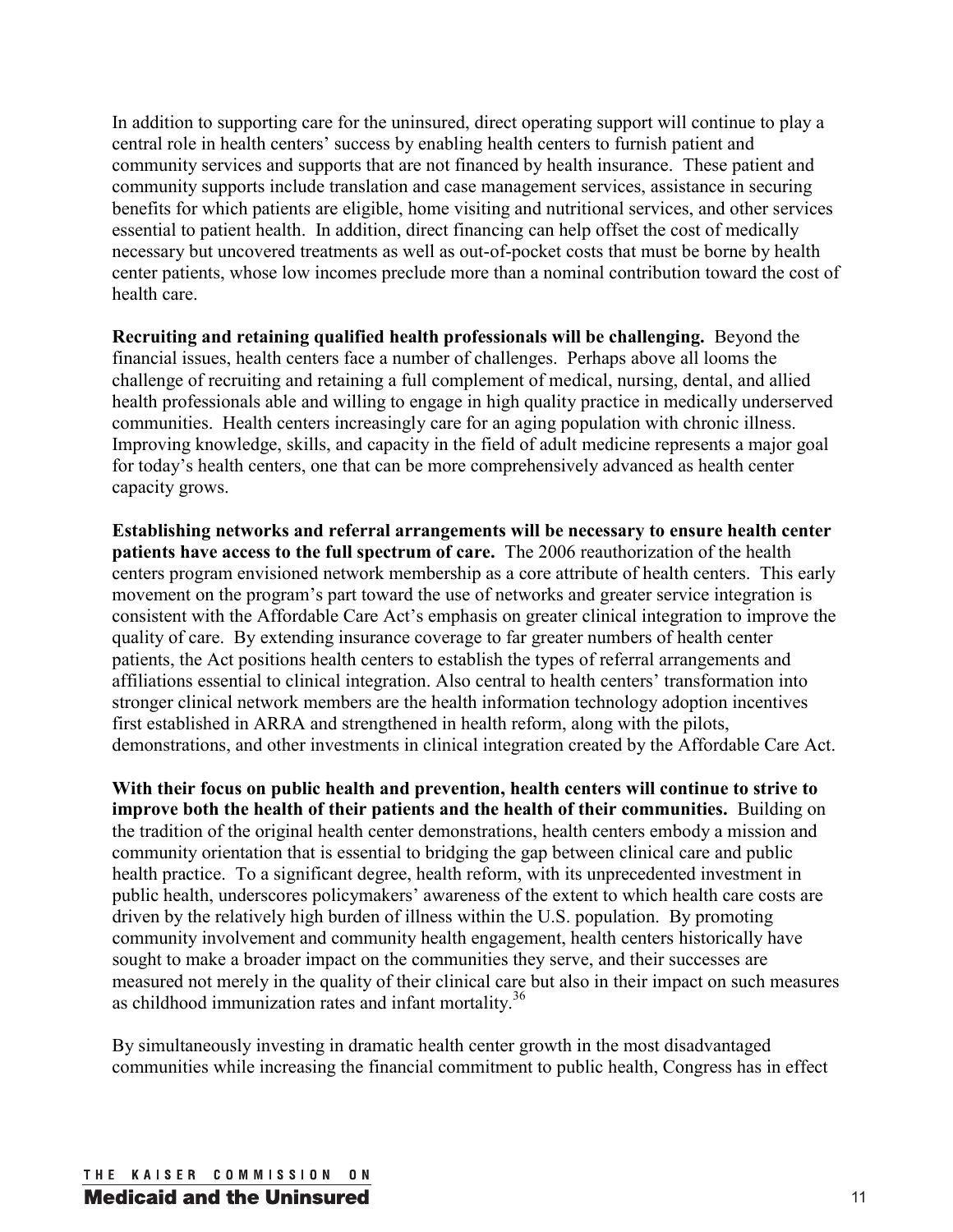In addition to supporting care for the uninsured, direct operating support will continue to play a central role in health centers' success by enabling health centers to furnish patient and community services and supports that are not financed by health insurance. These patient and community supports include translation and case management services, assistance in securing benefits for which patients are eligible, home visiting and nutritional services, and other services essential to patient health. In addition, direct financing can help offset the cost of medically necessary but uncovered treatments as well as out-of-pocket costs that must be borne by health center patients, whose low incomes preclude more than a nominal contribution toward the cost of health care.

**Recruiting and retaining qualified health professionals will be challenging.** Beyond the financial issues, health centers face a number of challenges. Perhaps above all looms the challenge of recruiting and retaining a full complement of medical, nursing, dental, and allied health professionals able and willing to engage in high quality practice in medically underserved communities. Health centers increasingly care for an aging population with chronic illness. Improving knowledge, skills, and capacity in the field of adult medicine represents a major goal for today's health centers, one that can be more comprehensively advanced as health center capacity grows.

**Establishing networks and referral arrangements will be necessary to ensure health center patients have access to the full spectrum of care.** The 2006 reauthorization of the health centers program envisioned network membership as a core attribute of health centers. This early movement on the program's part toward the use of networks and greater service integration is consistent with the Affordable Care Act's emphasis on greater clinical integration to improve the quality of care. By extending insurance coverage to far greater numbers of health center patients, the Act positions health centers to establish the types of referral arrangements and affiliations essential to clinical integration. Also central to health centers' transformation into stronger clinical network members are the health information technology adoption incentives first established in ARRA and strengthened in health reform, along with the pilots, demonstrations, and other investments in clinical integration created by the Affordable Care Act.

**With their focus on public health and prevention, health centers will continue to strive to improve both the health of their patients and the health of their communities.** Building on the tradition of the original health center demonstrations, health centers embody a mission and community orientation that is essential to bridging the gap between clinical care and public health practice. To a significant degree, health reform, with its unprecedented investment in public health, underscores policymakers' awareness of the extent to which health care costs are driven by the relatively high burden of illness within the U.S. population. By promoting community involvement and community health engagement, health centers historically have sought to make a broader impact on the communities they serve, and their successes are measured not merely in the quality of their clinical care but also in their impact on such measures as childhood immunization rates and infant mortality.[36]

By simultaneously investing in dramatic health center growth in the most disadvantaged communities while increasing the financial commitment to public health, Congress has in effect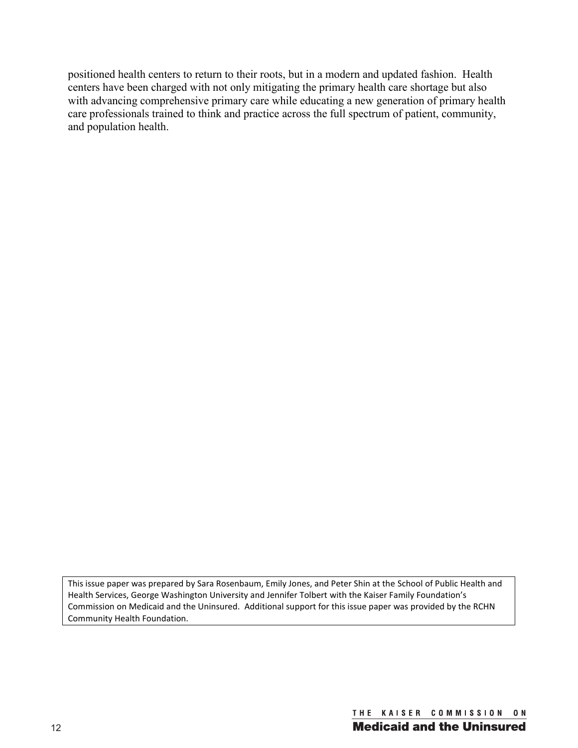positioned health centers to return to their roots, but in a modern and updated fashion. Health centers have been charged with not only mitigating the primary health care shortage but also with advancing comprehensive primary care while educating a new generation of primary health care professionals trained to think and practice across the full spectrum of patient, community, and population health.

This issue paper was prepared by Sara Rosenbaum, Emily Jones, and Peter Shin at the School of Public Health and Health Services, George Washington University and Jennifer Tolbert with the Kaiser Family Foundation's Commission on Medicaid and the Uninsured. Additional support for this issue paper was provided by the RCHN Community Health Foundation.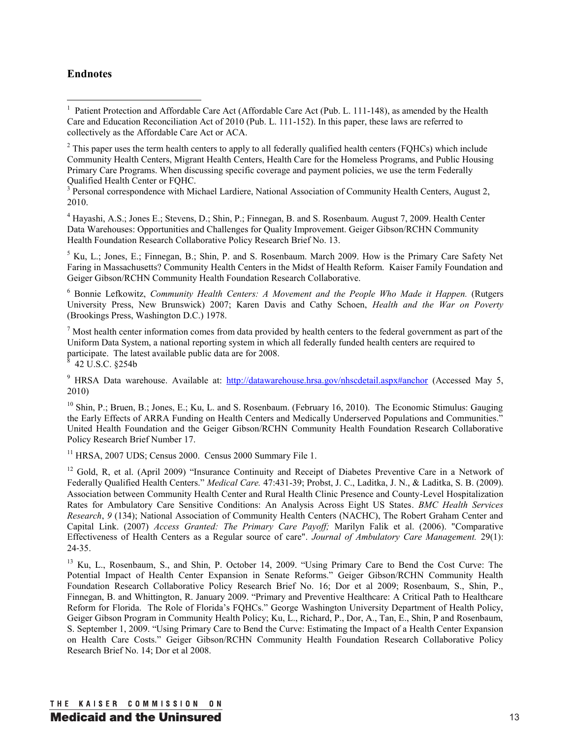## Endnotes

[1] Patient Protection and Affordable Care Act (Affordable Care Act (Pub. L. 111-148), as amended by the Health Care and Education Reconciliation Act of 2010 (Pub. L. 111-152). In this paper, these laws are referred to collectively as the Affordable Care Act or ACA.

[2] This paper uses the term health centers to apply to all federally qualified health centers (FQHCs) which include Community Health Centers, Migrant Health Centers, Health Care for the Homeless Programs, and Public Housing Primary Care Programs. When discussing specific coverage and payment policies, we use the term Federally Qualified Health Center or FQHC.

[3] Personal correspondence with Michael Lardiere, National Association of Community Health Centers, August 2, 2010.

[4] Hayashi, A.S.; Jones E.; Stevens, D.; Shin, P.; Finnegan, B. and S. Rosenbaum. August 7, 2009. Health Center Data Warehouses: Opportunities and Challenges for Quality Improvement. Geiger Gibson/RCHN Community Health Foundation Research Collaborative Policy Research Brief No. 13.

[5] Ku, L.; Jones, E.; Finnegan, B.; Shin, P. and S. Rosenbaum. March 2009. How is the Primary Care Safety Net Faring in Massachusetts? Community Health Centers in the Midst of Health Reform. Kaiser Family Foundation and Geiger Gibson/RCHN Community Health Foundation Research Collaborative.

[6] Bonnie Lefkowitz, *Community Health Centers: A Movement and the People Who Made it Happen.* (Rutgers University Press, New Brunswick) 2007; Karen Davis and Cathy Schoen, *Health and the War on Poverty* (Brookings Press, Washington D.C.) 1978.

[7] Most health center information comes from data provided by health centers to the federal government as part of the Uniform Data System, a national reporting system in which all federally funded health centers are required to participate. The latest available public data are for 2008.

[8] 42 U.S.C. §254b

[9] HRSA Data warehouse. Available at: http://datawarehouse.hrsa.gov/nhscdetail.aspx#anchor (Accessed May 5, 2010)

[10] Shin, P.; Bruen, B.; Jones, E.; Ku, L. and S. Rosenbaum. (February 16, 2010). The Economic Stimulus: Gauging the Early Effects of ARRA Funding on Health Centers and Medically Underserved Populations and Communities." United Health Foundation and the Geiger Gibson/RCHN Community Health Foundation Research Collaborative Policy Research Brief Number 17.

[11] HRSA, 2007 UDS; Census 2000. Census 2000 Summary File 1.

[12] Gold, R, et al. (April 2009) "Insurance Continuity and Receipt of Diabetes Preventive Care in a Network of Federally Qualified Health Centers." *Medical Care.* 47:431-39; Probst, J. C., Laditka, J. N., & Laditka, S. B. (2009). Association between Community Health Center and Rural Health Clinic Presence and County-Level Hospitalization Rates for Ambulatory Care Sensitive Conditions: An Analysis Across Eight US States. *BMC Health Services Research*, *9* (134); National Association of Community Health Centers (NACHC), The Robert Graham Center and Capital Link. (2007) *Access Granted: The Primary Care Payoff;* Marilyn Falik et al. (2006). "Comparative Effectiveness of Health Centers as a Regular source of care". *Journal of Ambulatory Care Management.* 29(1): 24-35.

[13] Ku, L., Rosenbaum, S., and Shin, P. October 14, 2009. "Using Primary Care to Bend the Cost Curve: The Potential Impact of Health Center Expansion in Senate Reforms." Geiger Gibson/RCHN Community Health Foundation Research Collaborative Policy Research Brief No. 16; Dor et al 2009; Rosenbaum, S., Shin, P., Finnegan, B. and Whittington, R. January 2009. "Primary and Preventive Healthcare: A Critical Path to Healthcare Reform for Florida. The Role of Florida's FQHCs." George Washington University Department of Health Policy, Geiger Gibson Program in Community Health Policy; Ku, L., Richard, P., Dor, A., Tan, E., Shin, P and Rosenbaum, S. September 1, 2009. "Using Primary Care to Bend the Curve: Estimating the Impact of a Health Center Expansion on Health Care Costs." Geiger Gibson/RCHN Community Health Foundation Research Collaborative Policy Research Brief No. 14; Dor et al 2008.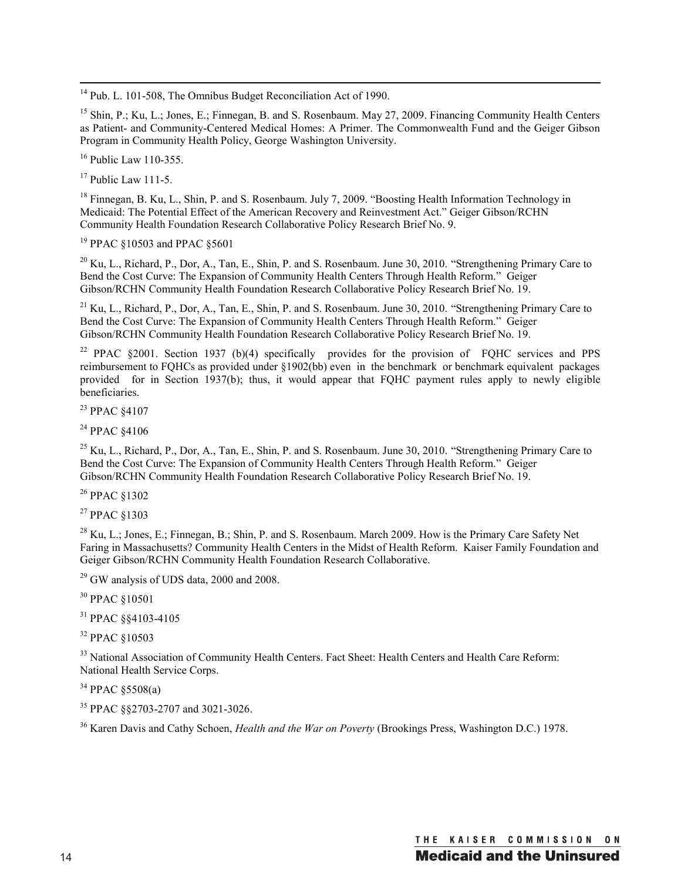[14] Pub. L. 101-508, The Omnibus Budget Reconciliation Act of 1990.

[15] Shin, P.; Ku, L.; Jones, E.; Finnegan, B. and S. Rosenbaum. May 27, 2009. Financing Community Health Centers as Patient- and Community-Centered Medical Homes: A Primer. The Commonwealth Fund and the Geiger Gibson Program in Community Health Policy, George Washington University.

[16] Public Law 110-355.

[17] Public Law 111-5.

[18] Finnegan, B. Ku, L., Shin, P. and S. Rosenbaum. July 7, 2009. "Boosting Health Information Technology in Medicaid: The Potential Effect of the American Recovery and Reinvestment Act." Geiger Gibson/RCHN Community Health Foundation Research Collaborative Policy Research Brief No. 9.

[19] PPAC §10503 and PPAC §5601

[20] Ku, L., Richard, P., Dor, A., Tan, E., Shin, P. and S. Rosenbaum. June 30, 2010. "Strengthening Primary Care to Bend the Cost Curve: The Expansion of Community Health Centers Through Health Reform." Geiger Gibson/RCHN Community Health Foundation Research Collaborative Policy Research Brief No. 19.

[21] Ku, L., Richard, P., Dor, A., Tan, E., Shin, P. and S. Rosenbaum. June 30, 2010. "Strengthening Primary Care to Bend the Cost Curve: The Expansion of Community Health Centers Through Health Reform." Geiger Gibson/RCHN Community Health Foundation Research Collaborative Policy Research Brief No. 19.

[22] PPAC §2001. Section 1937 (b)(4) specifically provides for the provision of FQHC services and PPS reimbursement to FQHCs as provided under §1902(bb) even in the benchmark or benchmark equivalent packages provided for in Section 1937(b); thus, it would appear that FQHC payment rules apply to newly eligible beneficiaries.

[23] PPAC §4107

[24] PPAC §4106

[25] Ku, L., Richard, P., Dor, A., Tan, E., Shin, P. and S. Rosenbaum. June 30, 2010. "Strengthening Primary Care to Bend the Cost Curve: The Expansion of Community Health Centers Through Health Reform." Geiger Gibson/RCHN Community Health Foundation Research Collaborative Policy Research Brief No. 19.

[26] PPAC §1302

[27] PPAC §1303

[28] Ku, L.; Jones, E.; Finnegan, B.; Shin, P. and S. Rosenbaum. March 2009. How is the Primary Care Safety Net Faring in Massachusetts? Community Health Centers in the Midst of Health Reform. Kaiser Family Foundation and Geiger Gibson/RCHN Community Health Foundation Research Collaborative.

[29] GW analysis of UDS data, 2000 and 2008.

[30] PPAC §10501

[31] PPAC §§4103-4105

[32] PPAC §10503

[33] National Association of Community Health Centers. Fact Sheet: Health Centers and Health Care Reform: National Health Service Corps.

[34] PPAC §5508(a)

[35] PPAC §§2703-2707 and 3021-3026.

[36] Karen Davis and Cathy Schoen, *Health and the War on Poverty* (Brookings Press, Washington D.C.) 1978.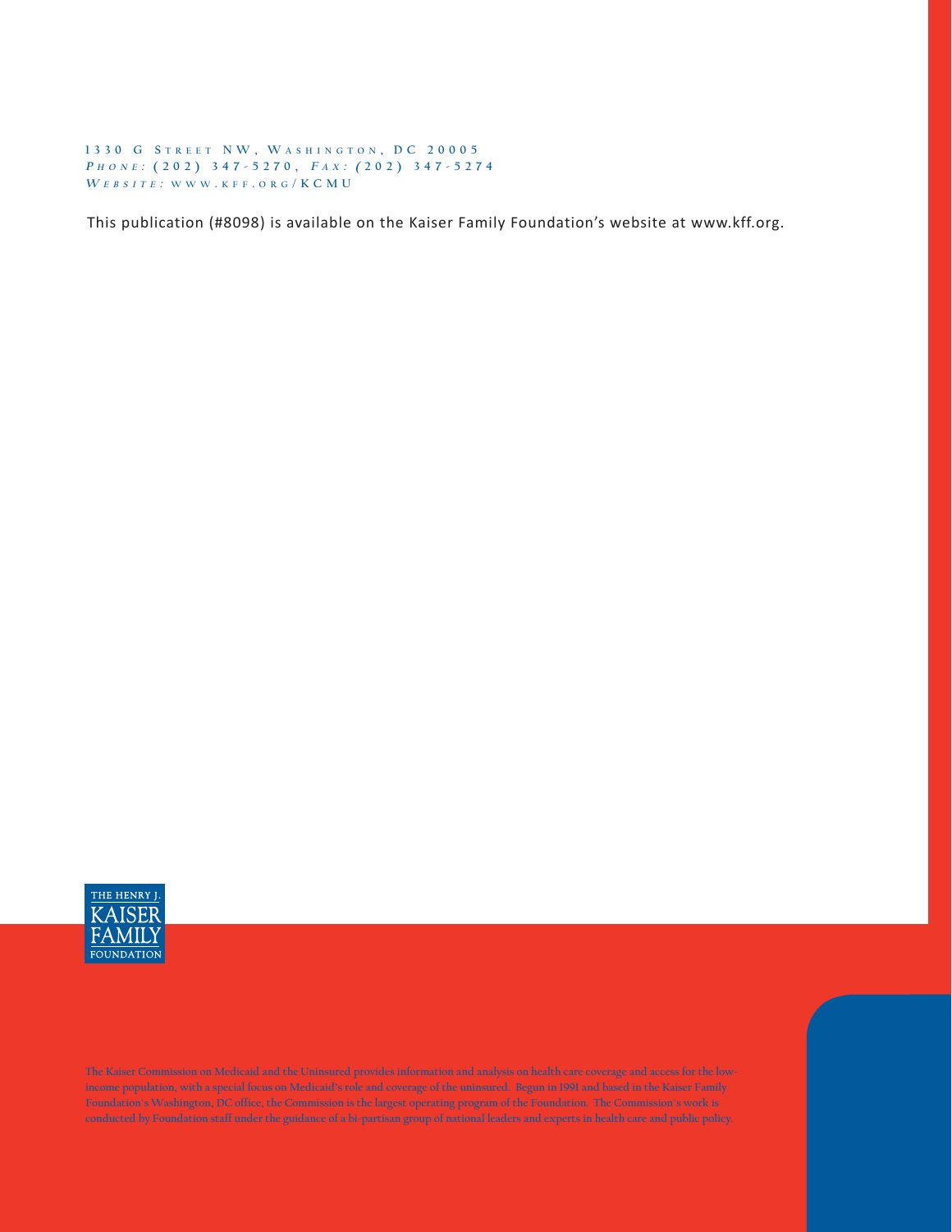1330 G Street NW, Washington, DC 20005
*Phone:* (202) 347-5270, *Fax:* (202) 347-5274
*Website:* www.kff.org/KCMU

This publication (#8098) is available on the Kaiser Family Foundation's website at www.kff.org.

THE HENRY J. KAISER FAMILY FOUNDATION

The Kaiser Commission on Medicaid and the Uninsured provides information and analysis on health care coverage and access for the low-income population, with a special focus on Medicaid's role and coverage of the uninsured. Begun in 1991 and based in the Kaiser Family Foundation's Washington, DC office, the Commission is the largest operating program of the Foundation. The Commission's work is conducted by Foundation staff under the guidance of a bi-partisan group of national leaders and experts in health care and public policy.